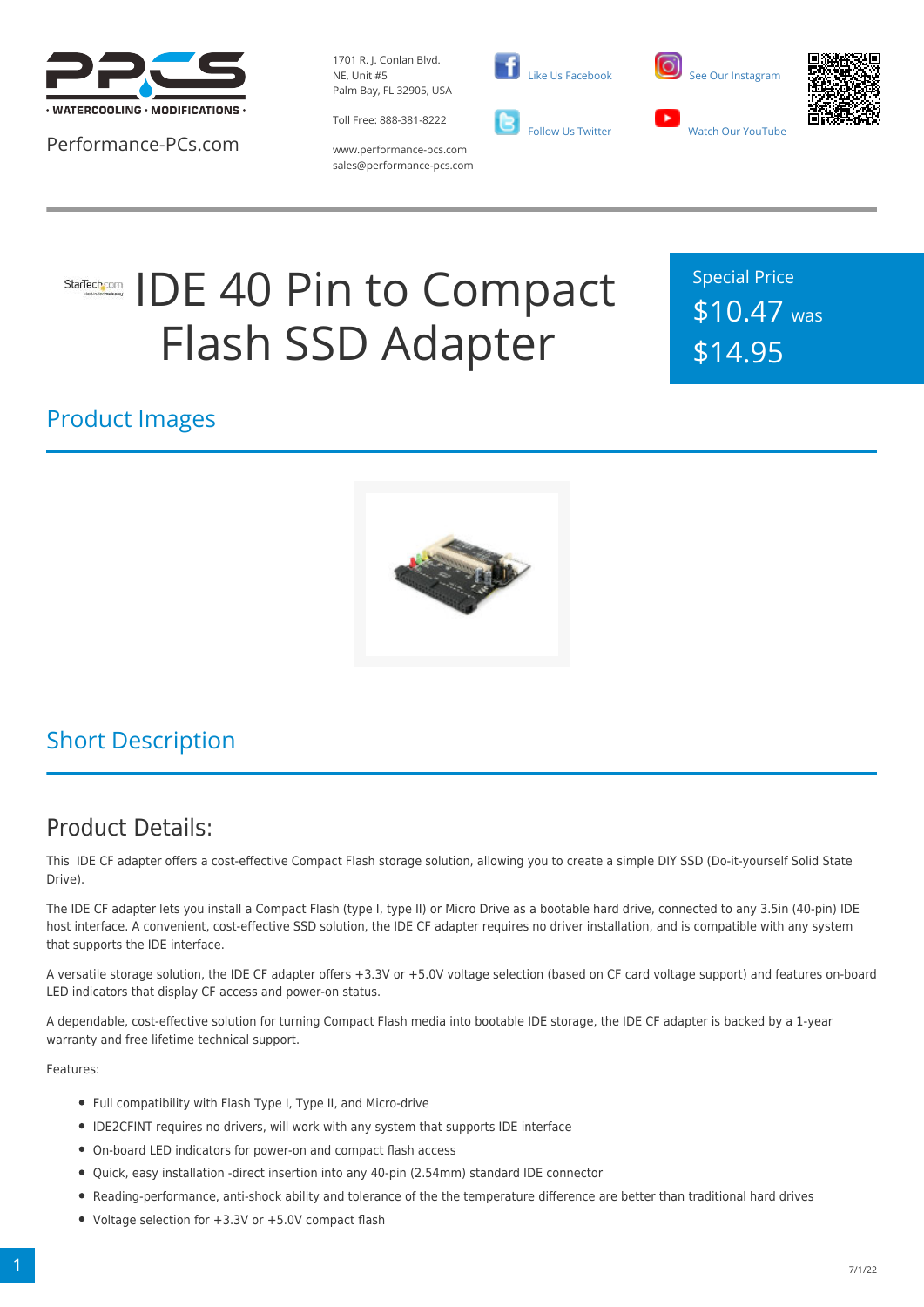Performance-PCs.com

1701 R. J. Conlan Blvd. NE, Unit #5
Palm Bay, FL 32905, USA

Toll Free: 888-381-8222

www.performance-pcs.com
sales@performance-pcs.com

Like Us Facebook

Follow Us Twitter

See Our Instagram

Watch Our YouTube

# IDE 40 Pin to Compact Flash SSD Adapter

Special Price
$10.47 was
$14.95

## Product Images

## Short Description

### Product Details:

This IDE CF adapter offers a cost-effective Compact Flash storage solution, allowing you to create a simple DIY SSD (Do-it-yourself Solid State Drive).

The IDE CF adapter lets you install a Compact Flash (type I, type II) or Micro Drive as a bootable hard drive, connected to any 3.5in (40-pin) IDE host interface. A convenient, cost-effective SSD solution, the IDE CF adapter requires no driver installation, and is compatible with any system that supports the IDE interface.

A versatile storage solution, the IDE CF adapter offers +3.3V or +5.0V voltage selection (based on CF card voltage support) and features on-board LED indicators that display CF access and power-on status.

A dependable, cost-effective solution for turning Compact Flash media into bootable IDE storage, the IDE CF adapter is backed by a 1-year warranty and free lifetime technical support.

Features:

- Full compatibility with Flash Type I, Type II, and Micro-drive
- IDE2CFINT requires no drivers, will work with any system that supports IDE interface
- On-board LED indicators for power-on and compact flash access
- Quick, easy installation -direct insertion into any 40-pin (2.54mm) standard IDE connector
- Reading-performance, anti-shock ability and tolerance of the the temperature difference are better than traditional hard drives
- Voltage selection for +3.3V or +5.0V compact flash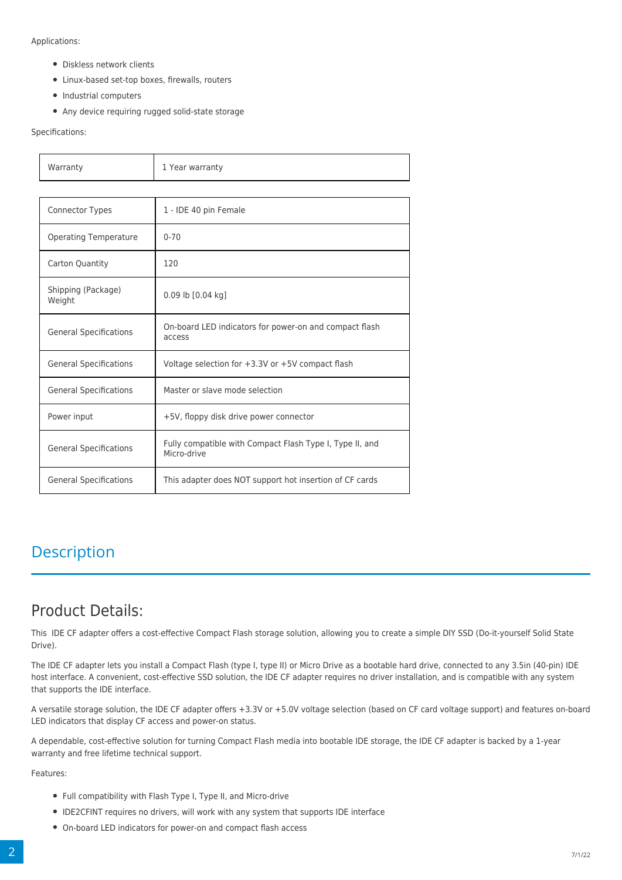Applications:

- Diskless network clients
- Linux-based set-top boxes, firewalls, routers
- Industrial computers
- Any device requiring rugged solid-state storage

Specifications:

| Warranty | 1 Year warranty |
| --- | --- |

| Connector Types | 1 - IDE 40 pin Female |
| --- | --- |
| Operating Temperature | 0-70 |
| Carton Quantity | 120 |
| Shipping (Package) Weight | 0.09 lb [0.04 kg] |
| General Specifications | On-board LED indicators for power-on and compact flash access |
| General Specifications | Voltage selection for +3.3V or +5V compact flash |
| General Specifications | Master or slave mode selection |
| Power input | +5V, floppy disk drive power connector |
| General Specifications | Fully compatible with Compact Flash Type I, Type II, and Micro-drive |
| General Specifications | This adapter does NOT support hot insertion of CF cards |

## Description

# Product Details:

This IDE CF adapter offers a cost-effective Compact Flash storage solution, allowing you to create a simple DIY SSD (Do-it-yourself Solid State Drive).

The IDE CF adapter lets you install a Compact Flash (type I, type II) or Micro Drive as a bootable hard drive, connected to any 3.5in (40-pin) IDE host interface. A convenient, cost-effective SSD solution, the IDE CF adapter requires no driver installation, and is compatible with any system that supports the IDE interface.

A versatile storage solution, the IDE CF adapter offers +3.3V or +5.0V voltage selection (based on CF card voltage support) and features on-board LED indicators that display CF access and power-on status.

A dependable, cost-effective solution for turning Compact Flash media into bootable IDE storage, the IDE CF adapter is backed by a 1-year warranty and free lifetime technical support.

Features:

- Full compatibility with Flash Type I, Type II, and Micro-drive
- IDE2CFINT requires no drivers, will work with any system that supports IDE interface
- On-board LED indicators for power-on and compact flash access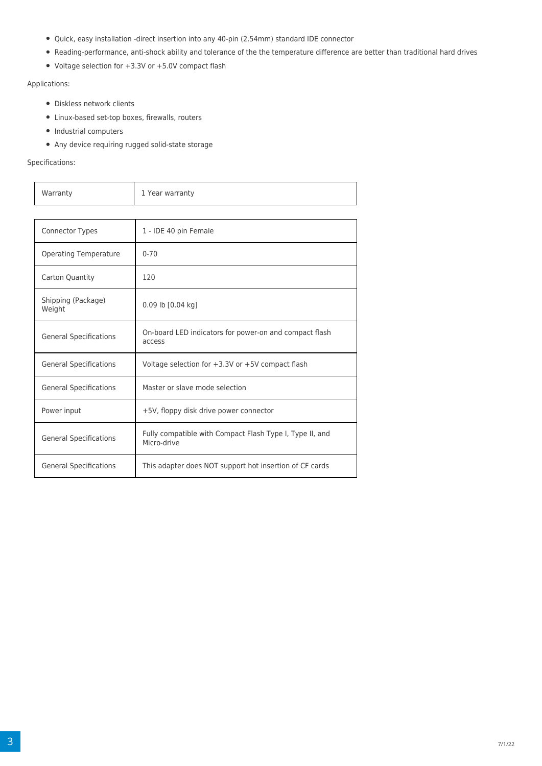- Quick, easy installation -direct insertion into any 40-pin (2.54mm) standard IDE connector
- Reading-performance, anti-shock ability and tolerance of the the temperature difference are better than traditional hard drives
- Voltage selection for +3.3V or +5.0V compact flash

Applications:

- Diskless network clients
- Linux-based set-top boxes, firewalls, routers
- Industrial computers
- Any device requiring rugged solid-state storage

Specifications:

| Warranty | 1 Year warranty |
|---|---|

| Connector Types | 1 - IDE 40 pin Female |
|---|---|
| Operating Temperature | 0-70 |
| Carton Quantity | 120 |
| Shipping (Package) Weight | 0.09 lb [0.04 kg] |
| General Specifications | On-board LED indicators for power-on and compact flash access |
| General Specifications | Voltage selection for +3.3V or +5V compact flash |
| General Specifications | Master or slave mode selection |
| Power input | +5V, floppy disk drive power connector |
| General Specifications | Fully compatible with Compact Flash Type I, Type II, and Micro-drive |
| General Specifications | This adapter does NOT support hot insertion of CF cards |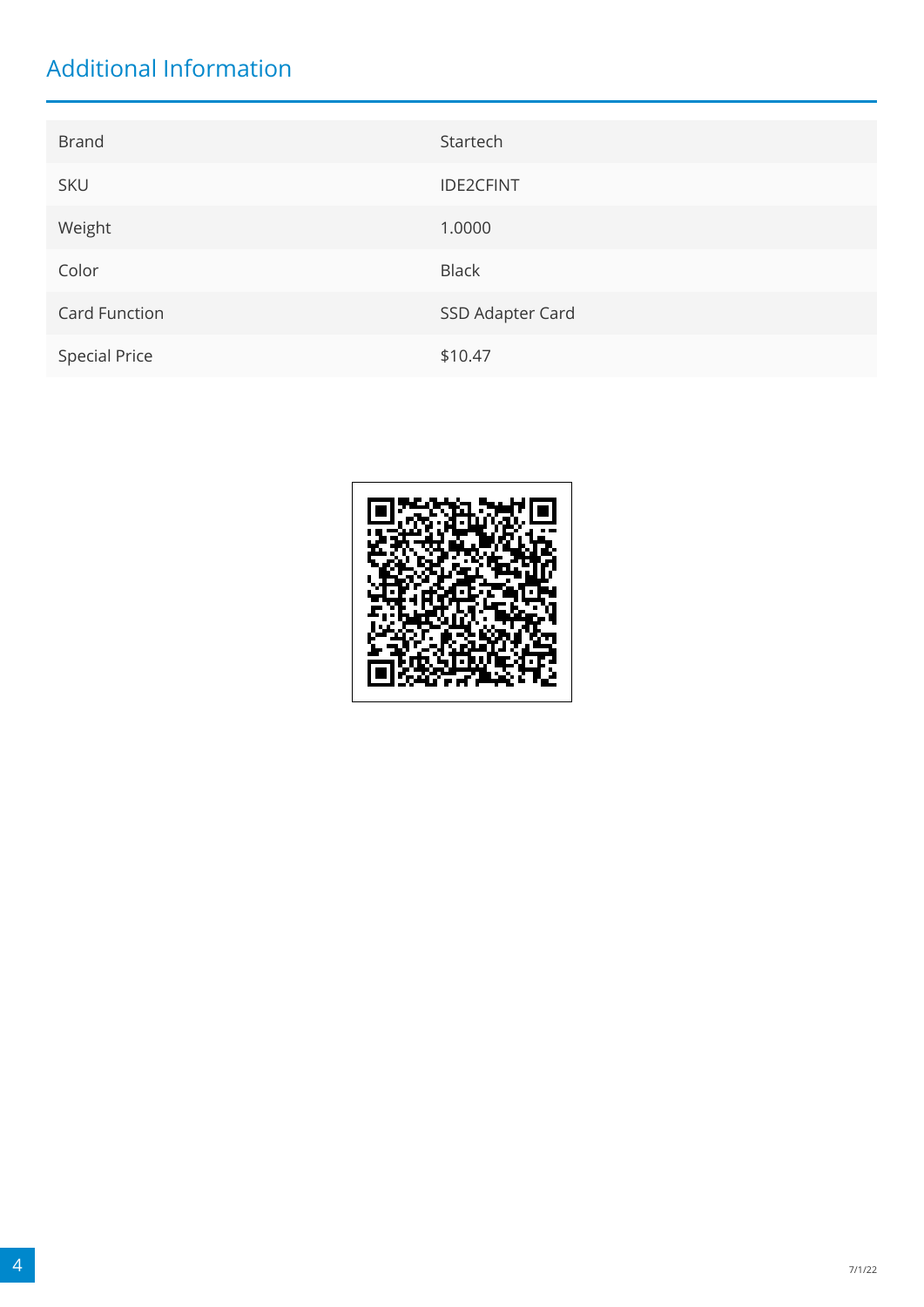## Additional Information

| | |
|---|---|
| Brand | Startech |
| SKU | IDE2CFINT |
| Weight | 1.0000 |
| Color | Black |
| Card Function | SSD Adapter Card |
| Special Price | $10.47 |